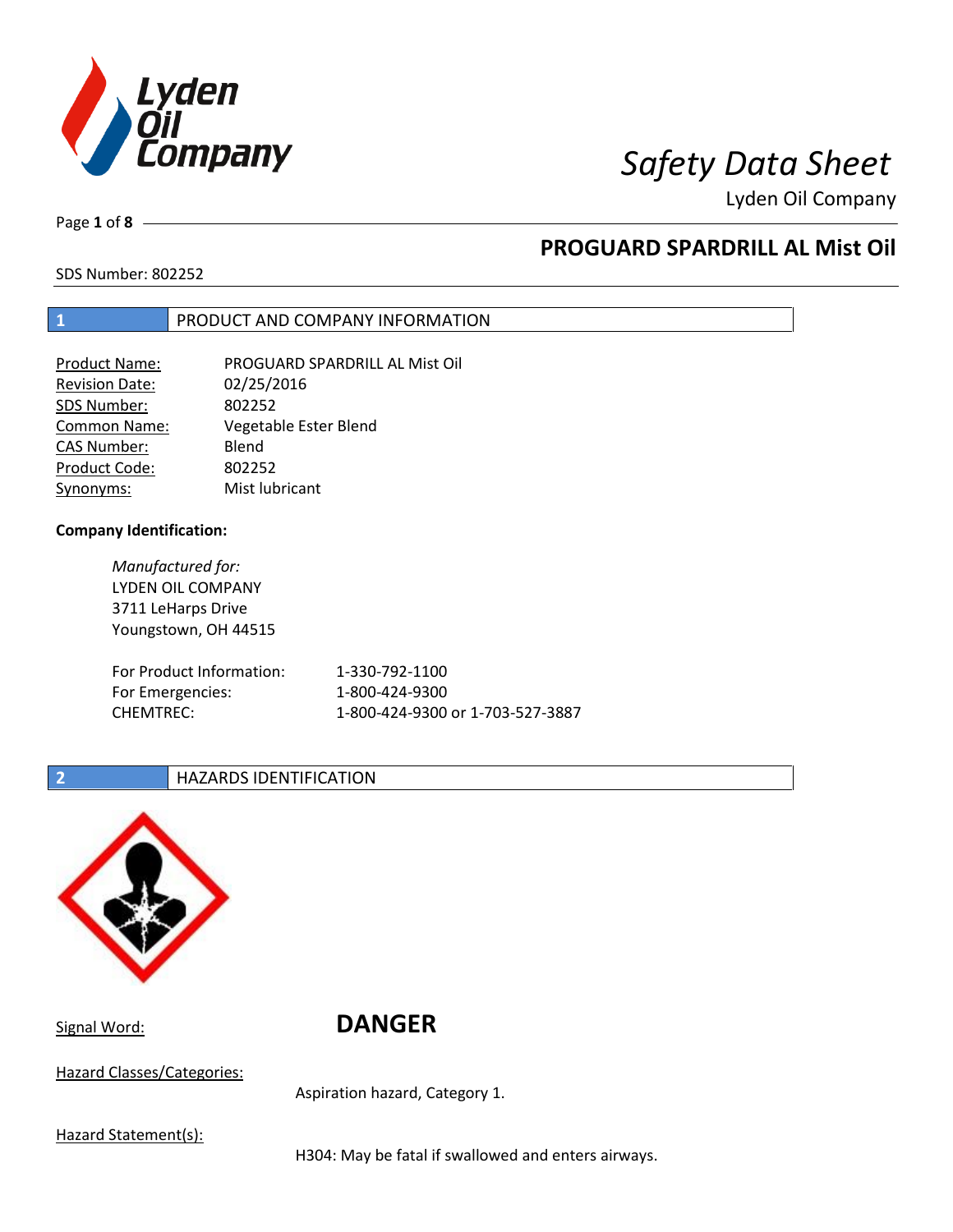# Safety Data Sheet

Lyden Oil Company

## PROGUARD SPARDRILL AL Mist Oil

SDS Number: 802252

## 1 PRODUCT AND COMPANY INFORMATION

| | |
|---|---|
| Product Name: | PROGUARD SPARDRILL AL Mist Oil |
| Revision Date: | 02/25/2016 |
| SDS Number: | 802252 |
| Common Name: | Vegetable Ester Blend |
| CAS Number: | Blend |
| Product Code: | 802252 |
| Synonyms: | Mist lubricant |

**Company Identification:**

*Manufactured for:*
LYDEN OIL COMPANY
3711 LeHarps Drive
Youngstown, OH 44515

| | |
|---|---|
| For Product Information: | 1-330-792-1100 |
| For Emergencies: | 1-800-424-9300 |
| CHEMTREC: | 1-800-424-9300 or 1-703-527-3887 |

## 2 HAZARDS IDENTIFICATION

Signal Word: **DANGER**

Hazard Classes/Categories:

Aspiration hazard, Category 1.

Hazard Statement(s):

H304: May be fatal if swallowed and enters airways.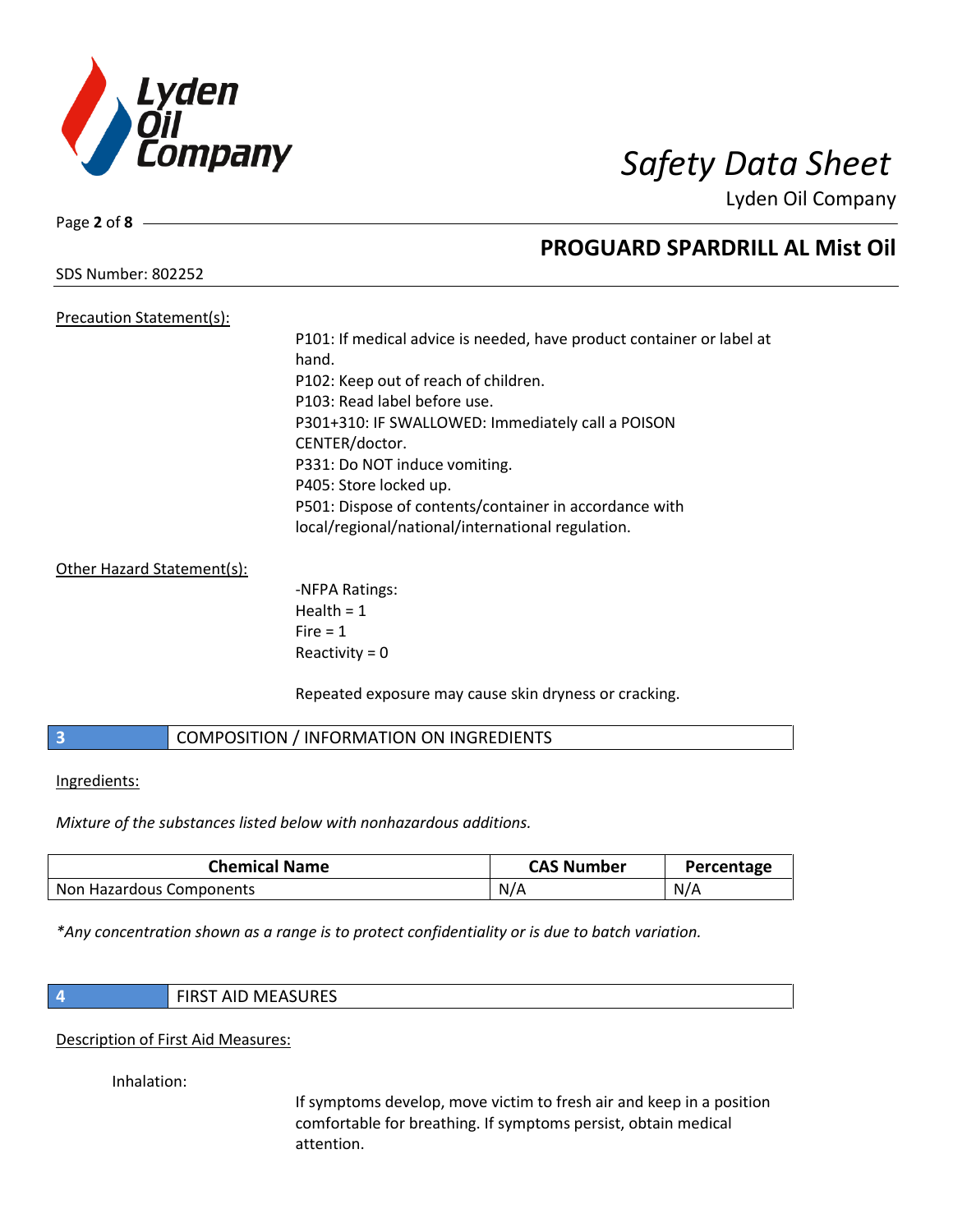Precation Statement(s):

P101: If medical advice is needed, have product container or label at hand.
P102: Keep out of reach of children.
P103: Read label before use.
P301+310: IF SWALLOWED: Immediately call a POISON CENTER/doctor.
P331: Do NOT induce vomiting.
P405: Store locked up.
P501: Dispose of contents/container in accordance with local/regional/national/international regulation.

Other Hazard Statement(s):

-NFPA Ratings:
Health = 1
Fire = 1
Reactivity = 0

Repeated exposure may cause skin dryness or cracking.

## 3 COMPOSITION / INFORMATION ON INGREDIENTS

Ingredients:

*Mixture of the substances listed below with nonhazardous additions.*

| Chemical Name | CAS Number | Percentage |
| --- | --- | --- |
| Non Hazardous Components | N/A | N/A |

*\*Any concentration shown as a range is to protect confidentiality or is due to batch variation.*

## 4 FIRST AID MEASURES

Description of First Aid Measures:

Inhalation:

If symptoms develop, move victim to fresh air and keep in a position comfortable for breathing. If symptoms persist, obtain medical attention.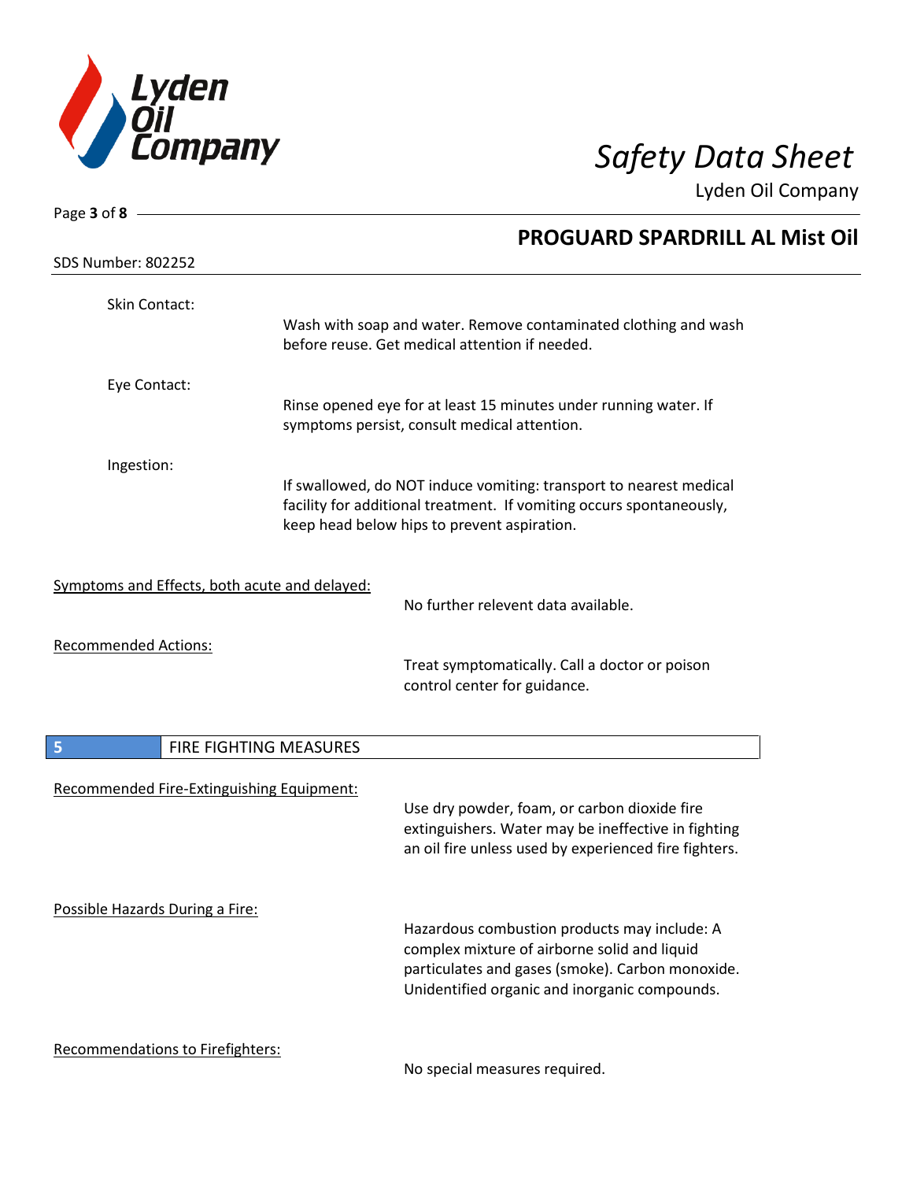Skin Contact:

Wash with soap and water. Remove contaminated clothing and wash before reuse. Get medical attention if needed.

Eye Contact:

Rinse opened eye for at least 15 minutes under running water. If symptoms persist, consult medical attention.

Ingestion:

If swallowed, do NOT induce vomiting: transport to nearest medical facility for additional treatment. If vomiting occurs spontaneously, keep head below hips to prevent aspiration.

Symptoms and Effects, both acute and delayed:

No further relevent data available.

Recommended Actions:

Treat symptomatically. Call a doctor or poison control center for guidance.

## 5 FIRE FIGHTING MEASURES

Recommended Fire-Extinguishing Equipment:

Use dry powder, foam, or carbon dioxide fire extinguishers. Water may be ineffective in fighting an oil fire unless used by experienced fire fighters.

Possible Hazards During a Fire:

Hazardous combustion products may include: A complex mixture of airborne solid and liquid particulates and gases (smoke). Carbon monoxide. Unidentified organic and inorganic compounds.

Recommendations to Firefighters:

No special measures required.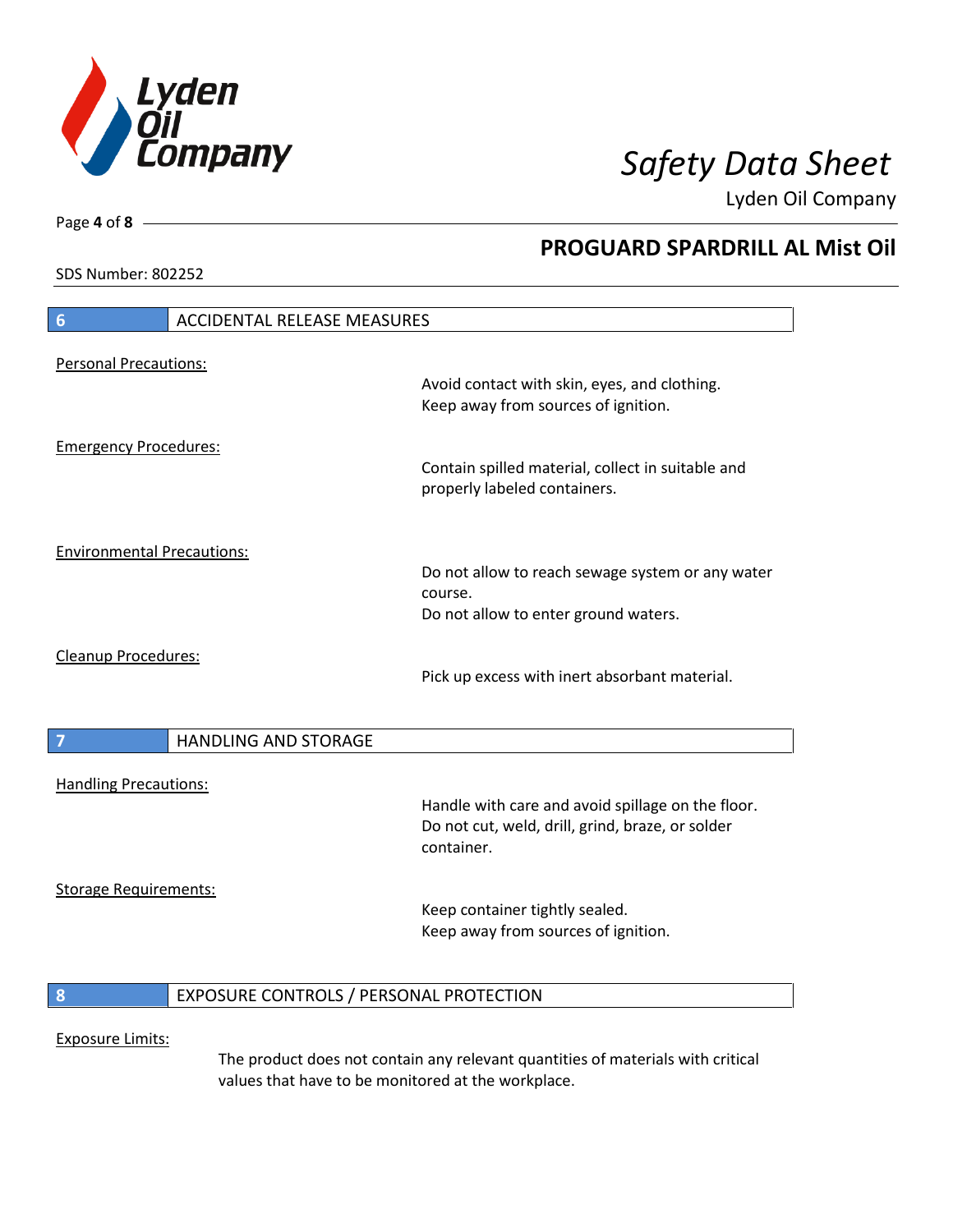## 6 ACCIDENTAL RELEASE MEASURES

Personal Precautions:

Avoid contact with skin, eyes, and clothing.
Keep away from sources of ignition.

Emergency Procedures:

Contain spilled material, collect in suitable and properly labeled containers.

Environmental Precautions:

Do not allow to reach sewage system or any water course.
Do not allow to enter ground waters.

Cleanup Procedures:

Pick up excess with inert absorbant material.

## 7 HANDLING AND STORAGE

Handling Precautions:

Handle with care and avoid spillage on the floor.
Do not cut, weld, drill, grind, braze, or solder container.

Storage Requirements:

Keep container tightly sealed.
Keep away from sources of ignition.

## 8 EXPOSURE CONTROLS / PERSONAL PROTECTION

Exposure Limits:

The product does not contain any relevant quantities of materials with critical values that have to be monitored at the workplace.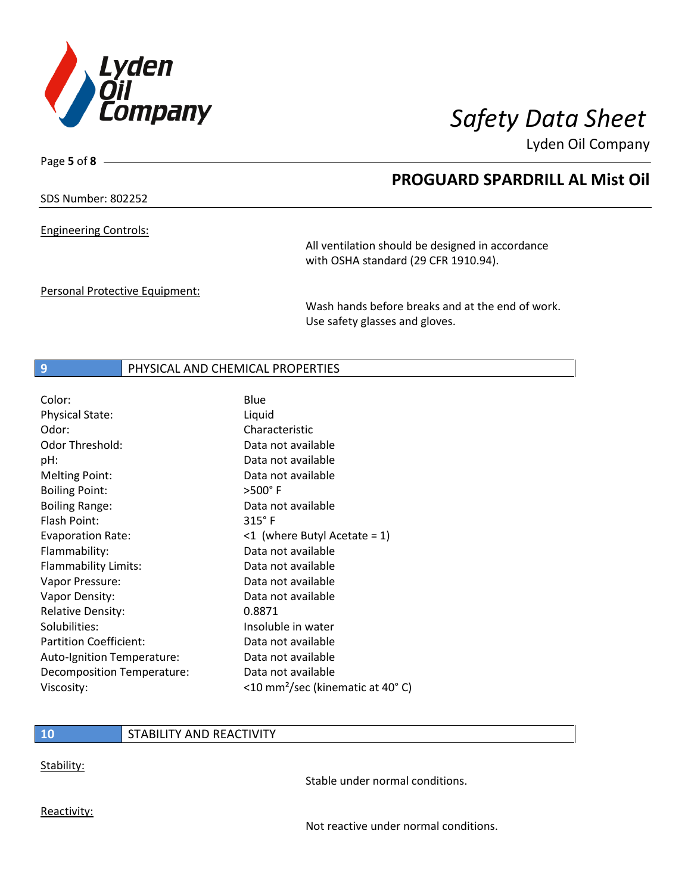**Engineering Controls:**

All ventilation should be designed in accordance with OSHA standard (29 CFR 1910.94).

**Personal Protective Equipment:**

Wash hands before breaks and at the end of work. Use safety glasses and gloves.

## 9 PHYSICAL AND CHEMICAL PROPERTIES

| Property | Value |
|---|---|
| Color: | Blue |
| Physical State: | Liquid |
| Odor: | Characteristic |
| Odor Threshold: | Data not available |
| pH: | Data not available |
| Melting Point: | Data not available |
| Boiling Point: | >500° F |
| Boiling Range: | Data not available |
| Flash Point: | 315° F |
| Evaporation Rate: | <1 (where Butyl Acetate = 1) |
| Flammability: | Data not available |
| Flammability Limits: | Data not available |
| Vapor Pressure: | Data not available |
| Vapor Density: | Data not available |
| Relative Density: | 0.8871 |
| Solubilities: | Insoluble in water |
| Partition Coefficient: | Data not available |
| Auto-Ignition Temperature: | Data not available |
| Decomposition Temperature: | Data not available |
| Viscosity: | <10 $mm^2$/sec (kinematic at 40° C) |

## 10 STABILITY AND REACTIVITY

**Stability:**

Stable under normal conditions.

**Reactivity:**

Not reactive under normal conditions.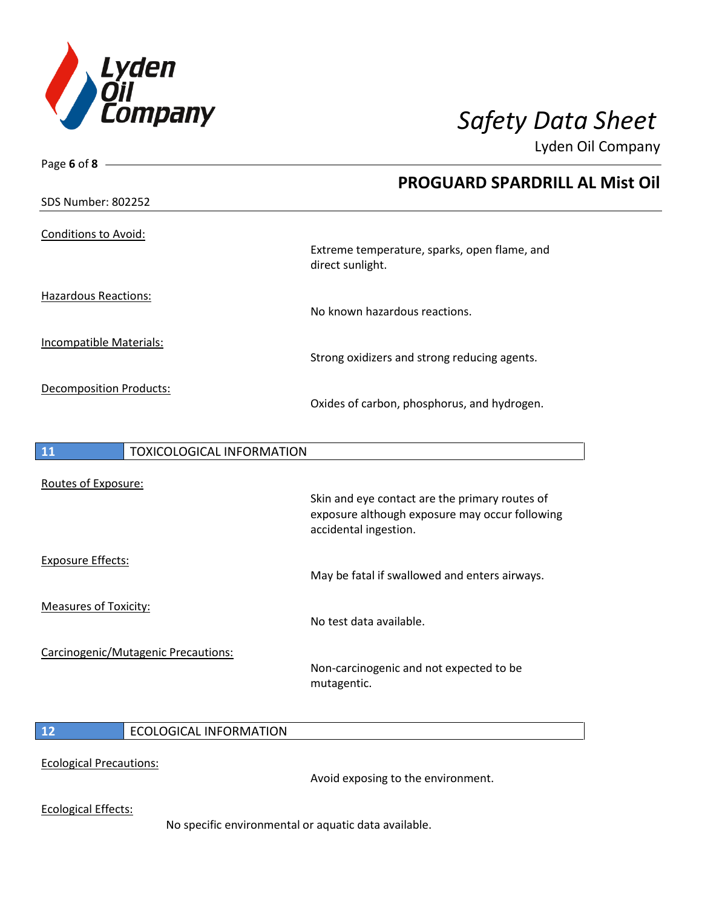**PROGUARD SPARDRILL AL Mist Oil**

SDS Number: 802252

Conditions to Avoid:

Extreme temperature, sparks, open flame, and direct sunlight.

Hazardous Reactions:

No known hazardous reactions.

Incompatible Materials:

Strong oxidizers and strong reducing agents.

Decomposition Products:

Oxides of carbon, phosphorus, and hydrogen.

## 11 TOXICOLOGICAL INFORMATION

Routes of Exposure:

Skin and eye contact are the primary routes of exposure although exposure may occur following accidental ingestion.

Exposure Effects:

May be fatal if swallowed and enters airways.

Measures of Toxicity:

No test data available.

Carcinogenic/Mutagenic Precautions:

Non-carcinogenic and not expected to be mutagentic.

## 12 ECOLOGICAL INFORMATION

Ecological Precautions:

Avoid exposing to the environment.

Ecological Effects:

No specific environmental or aquatic data available.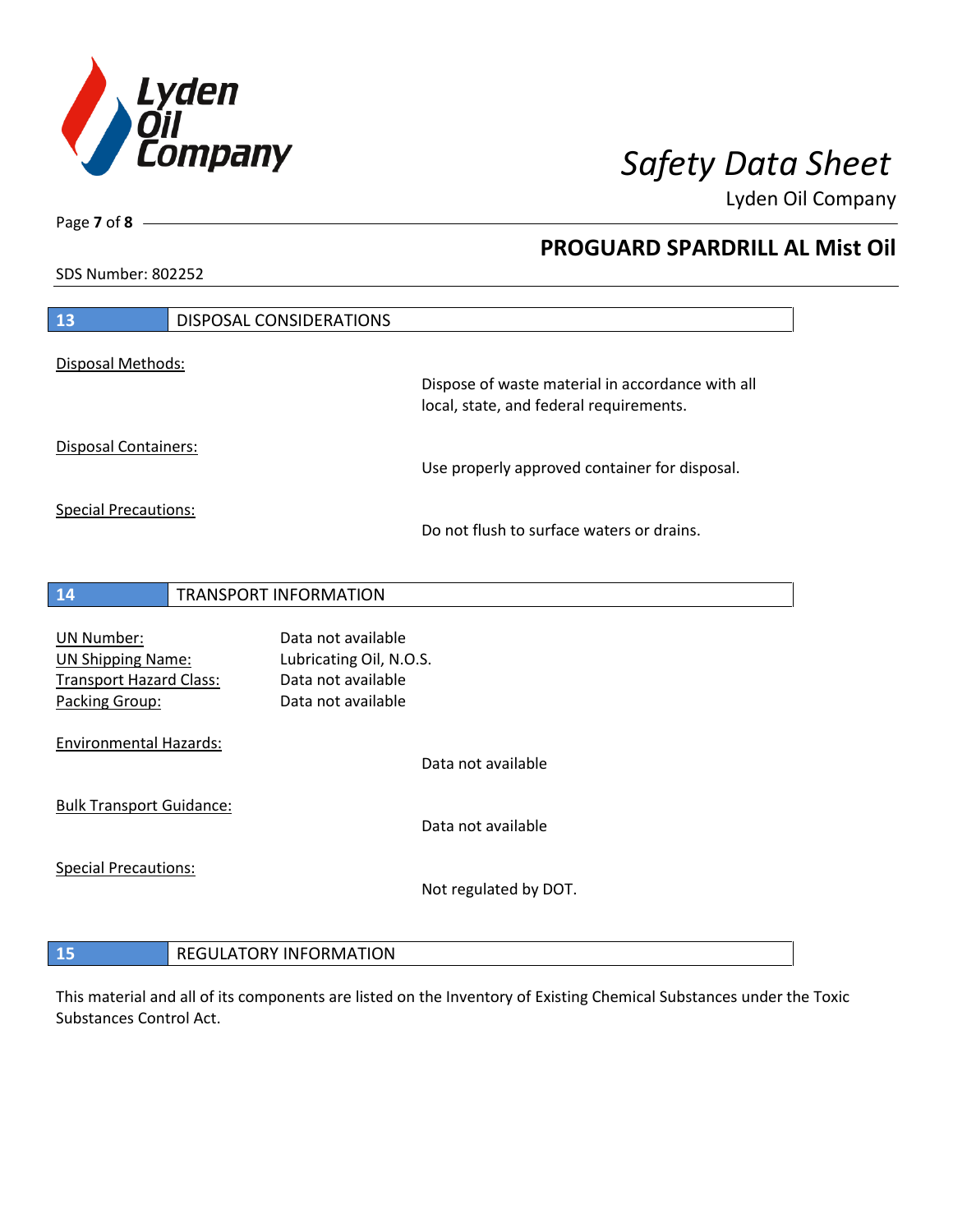## 13 DISPOSAL CONSIDERATIONS

Disposal Methods:

Dispose of waste material in accordance with all local, state, and federal requirements.

Disposal Containers:

Use properly approved container for disposal.

Special Precautions:

Do not flush to surface waters or drains.

## 14 TRANSPORT INFORMATION

UN Number: Data not available
UN Shipping Name: Lubricating Oil, N.O.S.
Transport Hazard Class: Data not available
Packing Group: Data not available

Environmental Hazards:

Data not available

Bulk Transport Guidance:

Data not available

Special Precautions:

Not regulated by DOT.

## 15 REGULATORY INFORMATION

This material and all of its components are listed on the Inventory of Existing Chemical Substances under the Toxic Substances Control Act.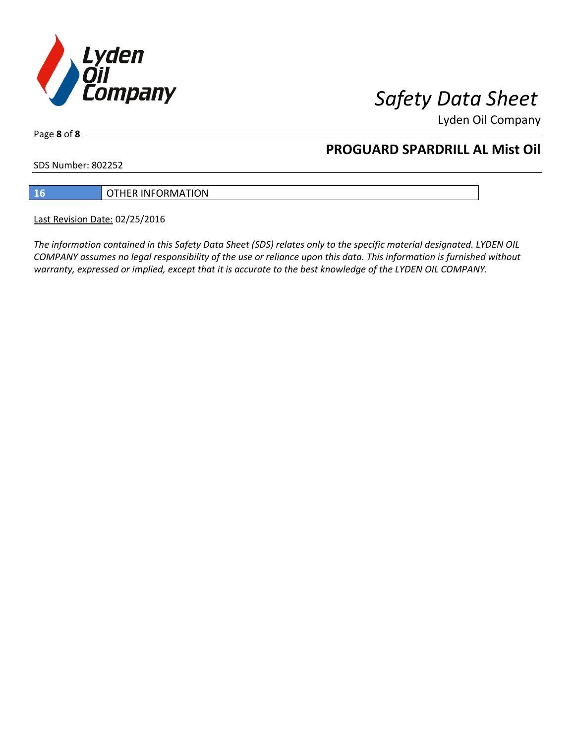## 16 OTHER INFORMATION

Last Revision Date: 02/25/2016

*The information contained in this Safety Data Sheet (SDS) relates only to the specific material designated. LYDEN OIL COMPANY assumes no legal responsibility of the use or reliance upon this data. This information is furnished without warranty, expressed or implied, except that it is accurate to the best knowledge of the LYDEN OIL COMPANY.*